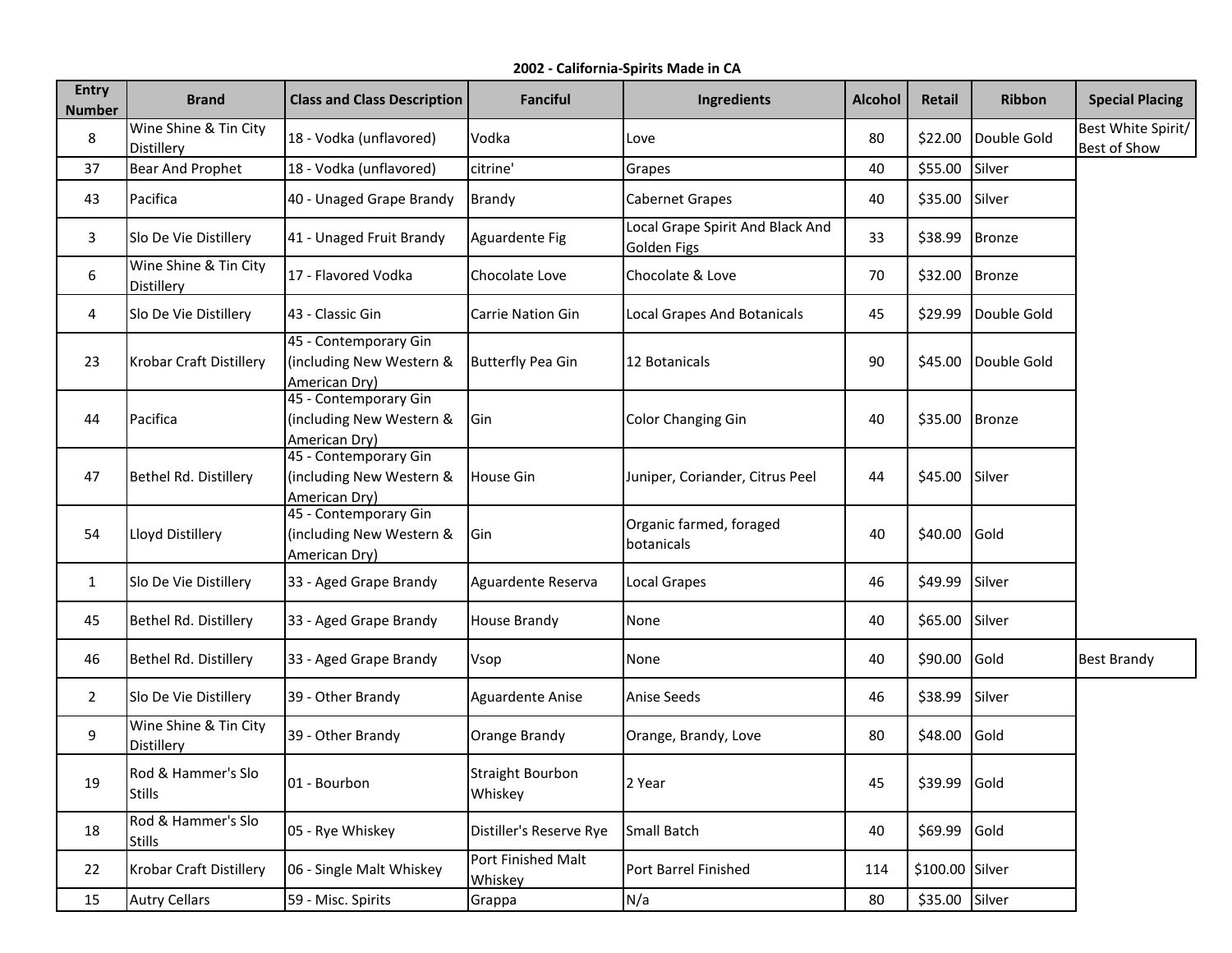**2002 - California-Spirits Made in CA**

| Entry Number | Brand | Class and Class Description | Fanciful | Ingredients | Alcohol | Retail | Ribbon | Special Placing |
|---|---|---|---|---|---|---|---|---|
| 8 | Wine Shine & Tin City Distillery | 18 - Vodka (unflavored) | Vodka | Love | 80 | $22.00 | Double Gold | Best White Spirit/ Best of Show |
| 37 | Bear And Prophet | 18 - Vodka (unflavored) | citrine' | Grapes | 40 | $55.00 | Silver | |
| 43 | Pacifica | 40 - Unaged Grape Brandy | Brandy | Cabernet Grapes | 40 | $35.00 | Silver | |
| 3 | Slo De Vie Distillery | 41 - Unaged Fruit Brandy | Aguardente Fig | Local Grape Spirit And Black And Golden Figs | 33 | $38.99 | Bronze | |
| 6 | Wine Shine & Tin City Distillery | 17 - Flavored Vodka | Chocolate Love | Chocolate & Love | 70 | $32.00 | Bronze | |
| 4 | Slo De Vie Distillery | 43 - Classic Gin | Carrie Nation Gin | Local Grapes And Botanicals | 45 | $29.99 | Double Gold | |
| 23 | Krobar Craft Distillery | 45 - Contemporary Gin (including New Western & American Dry) | Butterfly Pea Gin | 12 Botanicals | 90 | $45.00 | Double Gold | |
| 44 | Pacifica | 45 - Contemporary Gin (including New Western & American Dry) | Gin | Color Changing Gin | 40 | $35.00 | Bronze | |
| 47 | Bethel Rd. Distillery | 45 - Contemporary Gin (including New Western & American Dry) | House Gin | Juniper, Coriander, Citrus Peel | 44 | $45.00 | Silver | |
| 54 | Lloyd Distillery | 45 - Contemporary Gin (including New Western & American Dry) | Gin | Organic farmed, foraged botanicals | 40 | $40.00 | Gold | |
| 1 | Slo De Vie Distillery | 33 - Aged Grape Brandy | Aguardente Reserva | Local Grapes | 46 | $49.99 | Silver | |
| 45 | Bethel Rd. Distillery | 33 - Aged Grape Brandy | House Brandy | None | 40 | $65.00 | Silver | |
| 46 | Bethel Rd. Distillery | 33 - Aged Grape Brandy | Vsop | None | 40 | $90.00 | Gold | Best Brandy |
| 2 | Slo De Vie Distillery | 39 - Other Brandy | Aguardente Anise | Anise Seeds | 46 | $38.99 | Silver | |
| 9 | Wine Shine & Tin City Distillery | 39 - Other Brandy | Orange Brandy | Orange, Brandy, Love | 80 | $48.00 | Gold | |
| 19 | Rod & Hammer's Slo Stills | 01 - Bourbon | Straight Bourbon Whiskey | 2 Year | 45 | $39.99 | Gold | |
| 18 | Rod & Hammer's Slo Stills | 05 - Rye Whiskey | Distiller's Reserve Rye | Small Batch | 40 | $69.99 | Gold | |
| 22 | Krobar Craft Distillery | 06 - Single Malt Whiskey | Port Finished Malt Whiskey | Port Barrel Finished | 114 | $100.00 | Silver | |
| 15 | Autry Cellars | 59 - Misc. Spirits | Grappa | N/a | 80 | $35.00 | Silver | |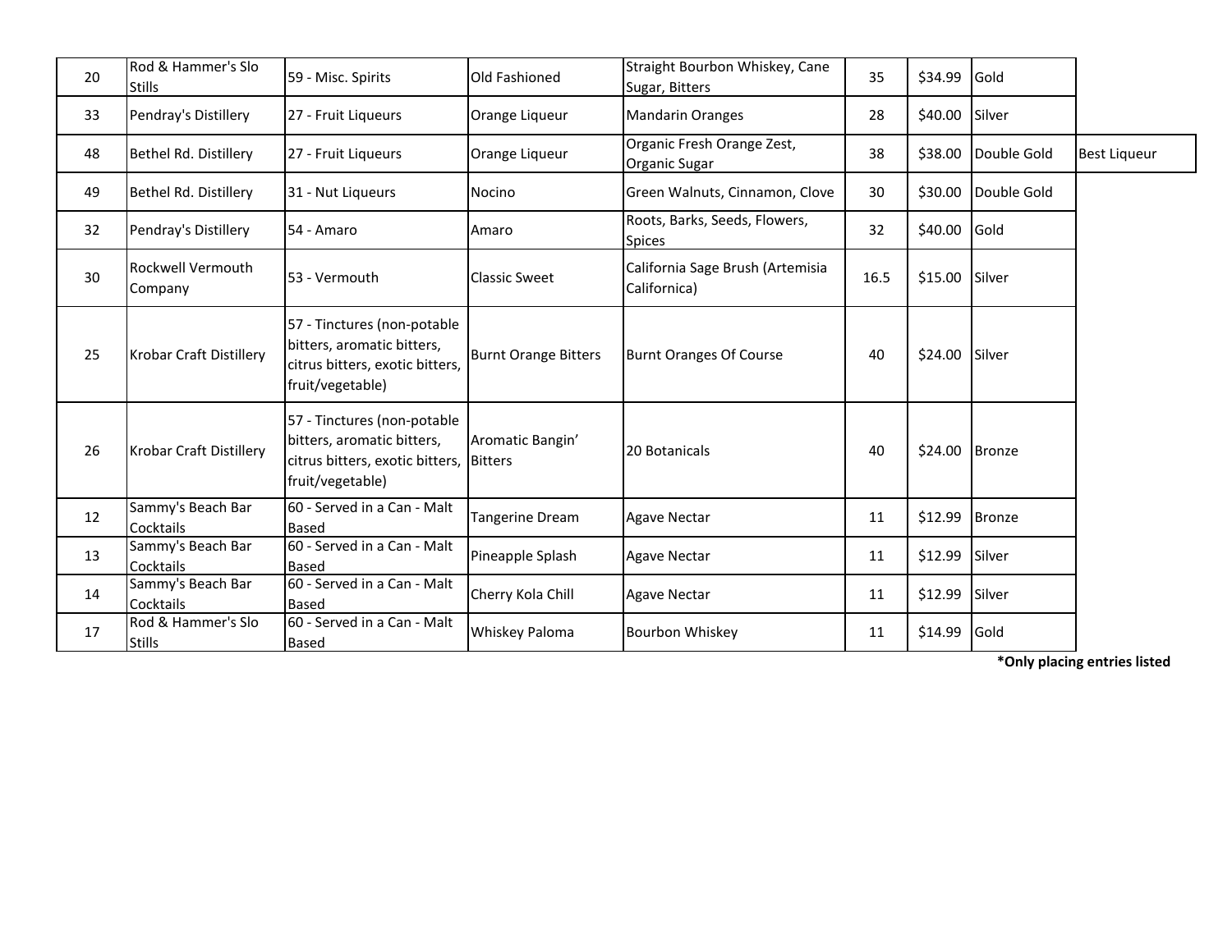| | | | | | | | | |
|---|---|---|---|---|---|---|---|---|
| 20 | Rod & Hammer's Slo Stills | 59 - Misc. Spirits | Old Fashioned | Straight Bourbon Whiskey, Cane Sugar, Bitters | 35 | $34.99 | Gold | |
| 33 | Pendray's Distillery | 27 - Fruit Liqueurs | Orange Liqueur | Mandarin Oranges | 28 | $40.00 | Silver | |
| 48 | Bethel Rd. Distillery | 27 - Fruit Liqueurs | Orange Liqueur | Organic Fresh Orange Zest, Organic Sugar | 38 | $38.00 | Double Gold | Best Liqueur |
| 49 | Bethel Rd. Distillery | 31 - Nut Liqueurs | Nocino | Green Walnuts, Cinnamon, Clove | 30 | $30.00 | Double Gold | |
| 32 | Pendray's Distillery | 54 - Amaro | Amaro | Roots, Barks, Seeds, Flowers, Spices | 32 | $40.00 | Gold | |
| 30 | Rockwell Vermouth Company | 53 - Vermouth | Classic Sweet | California Sage Brush (Artemisia Californica) | 16.5 | $15.00 | Silver | |
| 25 | Krobar Craft Distillery | 57 - Tinctures (non-potable bitters, aromatic bitters, citrus bitters, exotic bitters, fruit/vegetable) | Burnt Orange Bitters | Burnt Oranges Of Course | 40 | $24.00 | Silver | |
| 26 | Krobar Craft Distillery | 57 - Tinctures (non-potable bitters, aromatic bitters, citrus bitters, exotic bitters, fruit/vegetable) | Aromatic Bangin' Bitters | 20 Botanicals | 40 | $24.00 | Bronze | |
| 12 | Sammy's Beach Bar Cocktails | 60 - Served in a Can - Malt Based | Tangerine Dream | Agave Nectar | 11 | $12.99 | Bronze | |
| 13 | Sammy's Beach Bar Cocktails | 60 - Served in a Can - Malt Based | Pineapple Splash | Agave Nectar | 11 | $12.99 | Silver | |
| 14 | Sammy's Beach Bar Cocktails | 60 - Served in a Can - Malt Based | Cherry Kola Chill | Agave Nectar | 11 | $12.99 | Silver | |
| 17 | Rod & Hammer's Slo Stills | 60 - Served in a Can - Malt Based | Whiskey Paloma | Bourbon Whiskey | 11 | $14.99 | Gold | |

**\*Only placing entries listed**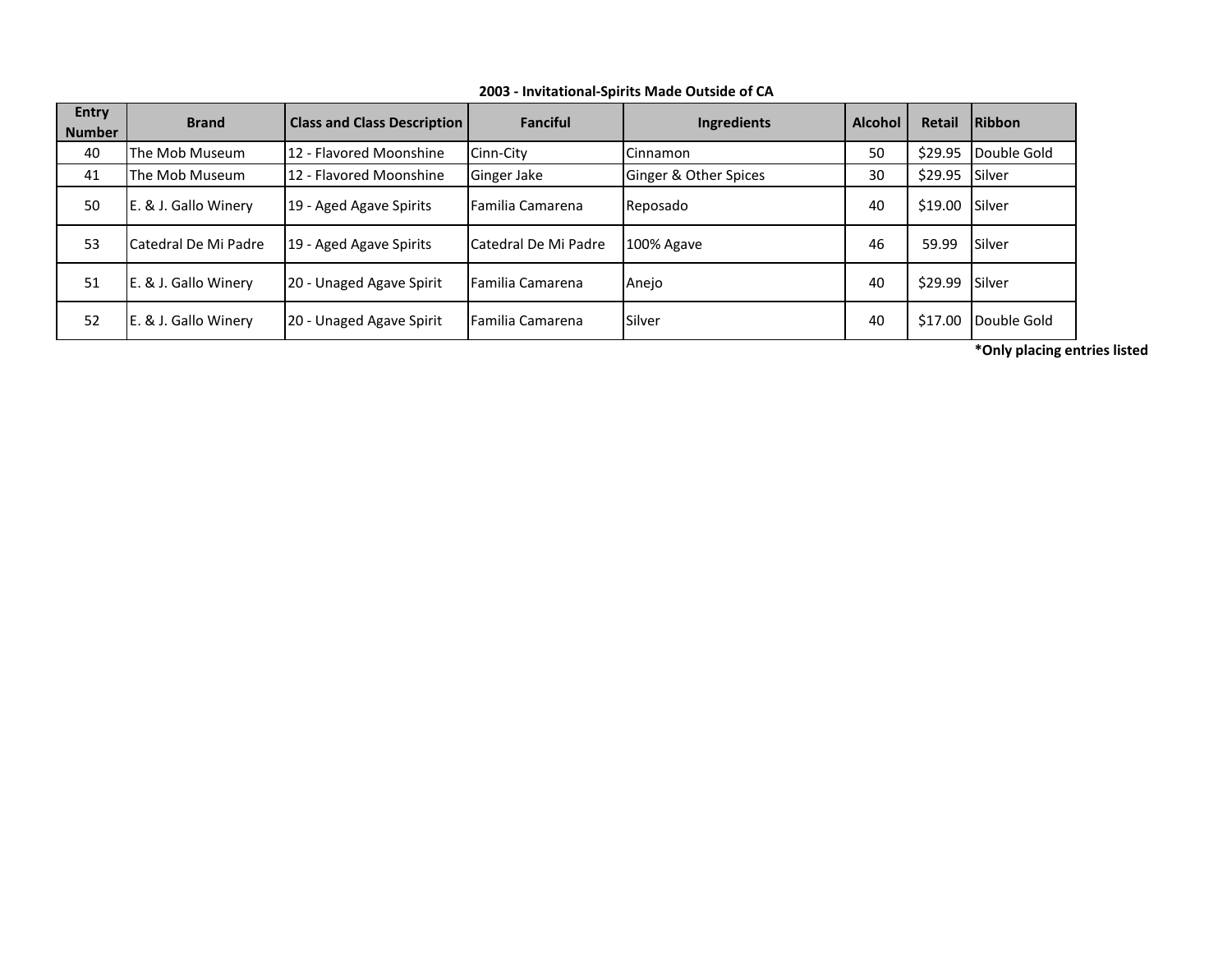**2003 - Invitational-Spirits Made Outside of CA**

| Entry Number | Brand | Class and Class Description | Fanciful | Ingredients | Alcohol | Retail | Ribbon |
|---|---|---|---|---|---|---|---|
| 40 | The Mob Museum | 12 - Flavored Moonshine | Cinn-City | Cinnamon | 50 | $29.95 | Double Gold |
| 41 | The Mob Museum | 12 - Flavored Moonshine | Ginger Jake | Ginger & Other Spices | 30 | $29.95 | Silver |
| 50 | E. & J. Gallo Winery | 19 - Aged Agave Spirits | Familia Camarena | Reposado | 40 | $19.00 | Silver |
| 53 | Catedral De Mi Padre | 19 - Aged Agave Spirits | Catedral De Mi Padre | 100% Agave | 46 | 59.99 | Silver |
| 51 | E. & J. Gallo Winery | 20 - Unaged Agave Spirit | Familia Camarena | Anejo | 40 | $29.99 | Silver |
| 52 | E. & J. Gallo Winery | 20 - Unaged Agave Spirit | Familia Camarena | Silver | 40 | $17.00 | Double Gold |

***Only placing entries listed**